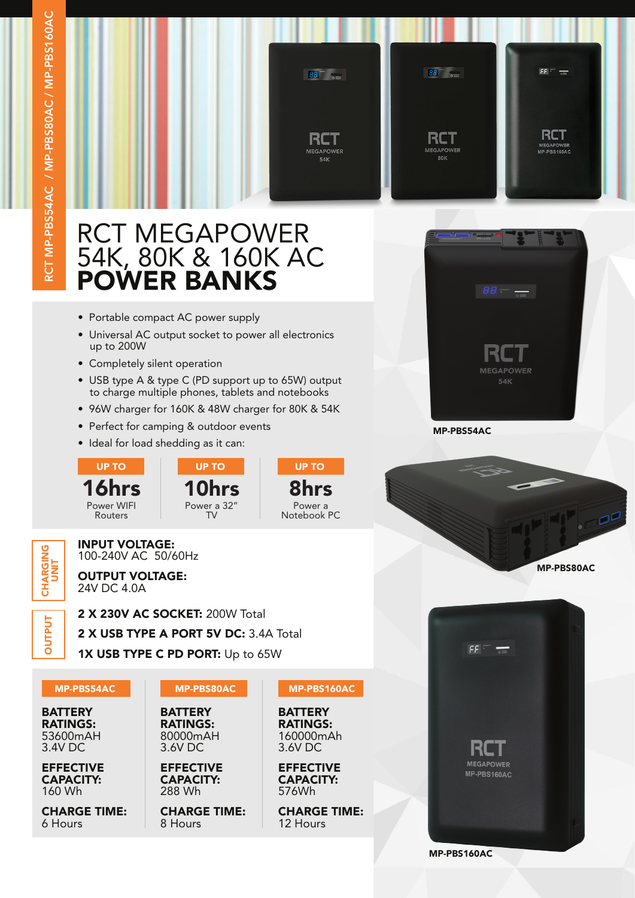RCT MP-PBS54AC / MP-PBS80AC / MP-PBS160AC

# RCT MEGAPOWER 54K, 80K & 160K AC **POWER BANKS**

- Portable compact AC power supply
- Universal AC output socket to power all electronics up to 200W
- Completely silent operation
- USB type A & type C (PD support up to 65W) output to charge multiple phones, tablets and notebooks
- 96W charger for 160K & 48W charger for 80K & 54K
- Perfect for camping & outdoor events
- Ideal for load shedding as it can:

| UP TO | UP TO | UP TO |
|---|---|---|
| **16hrs** | **10hrs** | **8hrs** |
| Power WIFI Routers | Power a 32" TV | Power a Notebook PC |

## CHARGING UNIT

**INPUT VOLTAGE:**
100-240V AC 50/60Hz

**OUTPUT VOLTAGE:**
24V DC 4.0A

## OUTPUT

**2 X 230V AC SOCKET:** 200W Total

**2 X USB TYPE A PORT 5V DC:** 3.4A Total

**1X USB TYPE C PD PORT:** Up to 65W

| | MP-PBS54AC | MP-PBS80AC | MP-PBS160AC |
|---|---|---|---|
| **BATTERY RATINGS:** | 53600mAH 3.4V DC | 80000mAH 3.6V DC | 160000mAh 3.6V DC |
| **EFFECTIVE CAPACITY:** | 160 Wh | 288 Wh | 576Wh |
| **CHARGE TIME:** | 6 Hours | 8 Hours | 12 Hours |

MP-PBS54AC

MP-PBS80AC

MP-PBS160AC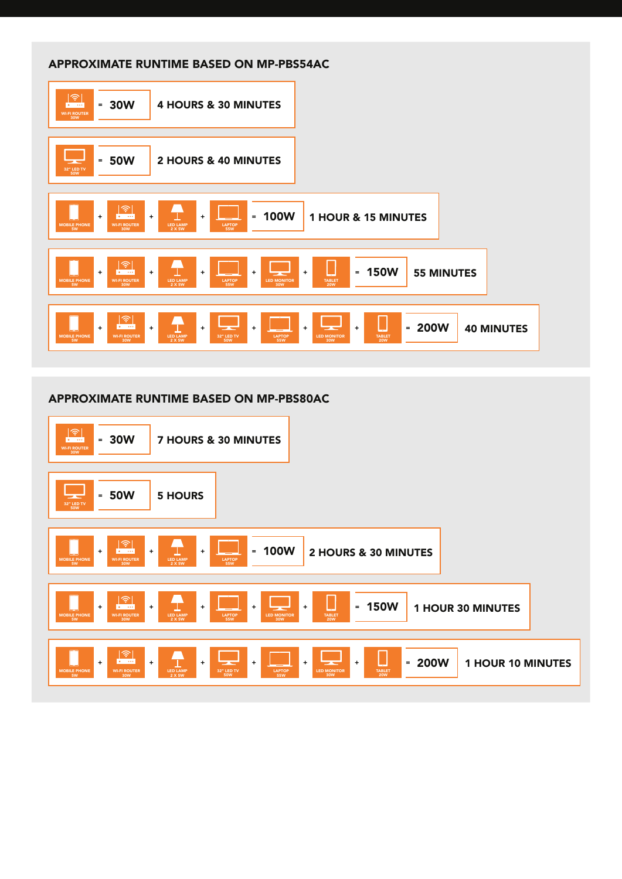## APPROXIMATE RUNTIME BASED ON MP-PBS54AC

| Devices | Total Load | Runtime |
|---|---|---|
| WI-FI ROUTER 30W | = 30W | 4 HOURS & 30 MINUTES |
| 32" LED TV 50W | = 50W | 2 HOURS & 40 MINUTES |
| MOBILE PHONE 5W + WI-FI ROUTER 30W + LED LAMP 2 X 5W + LAPTOP 55W | = 100W | 1 HOUR & 15 MINUTES |
| MOBILE PHONE 5W + WI-FI ROUTER 30W + LED LAMP 2 X 5W + LAPTOP 55W + LED MONITOR 30W + TABLET 20W | = 150W | 55 MINUTES |
| MOBILE PHONE 5W + WI-FI ROUTER 30W + LED LAMP 2 X 5W + 32" LED TV 50W + LAPTOP 55W + LED MONITOR 30W + TABLET 20W | = 200W | 40 MINUTES |

## APPROXIMATE RUNTIME BASED ON MP-PBS80AC

| Devices | Total Load | Runtime |
|---|---|---|
| WI-FI ROUTER 30W | = 30W | 7 HOURS & 30 MINUTES |
| 32" LED TV 50W | = 50W | 5 HOURS |
| MOBILE PHONE 5W + WI-FI ROUTER 30W + LED LAMP 2 X 5W + LAPTOP 55W | = 100W | 2 HOURS & 30 MINUTES |
| MOBILE PHONE 5W + WI-FI ROUTER 30W + LED LAMP 2 X 5W + LAPTOP 55W + LED MONITOR 30W + TABLET 20W | = 150W | 1 HOUR 30 MINUTES |
| MOBILE PHONE 5W + WI-FI ROUTER 30W + LED LAMP 2 X 5W + 32" LED TV 50W + LAPTOP 55W + LED MONITOR 30W + TABLET 20W | = 200W | 1 HOUR 10 MINUTES |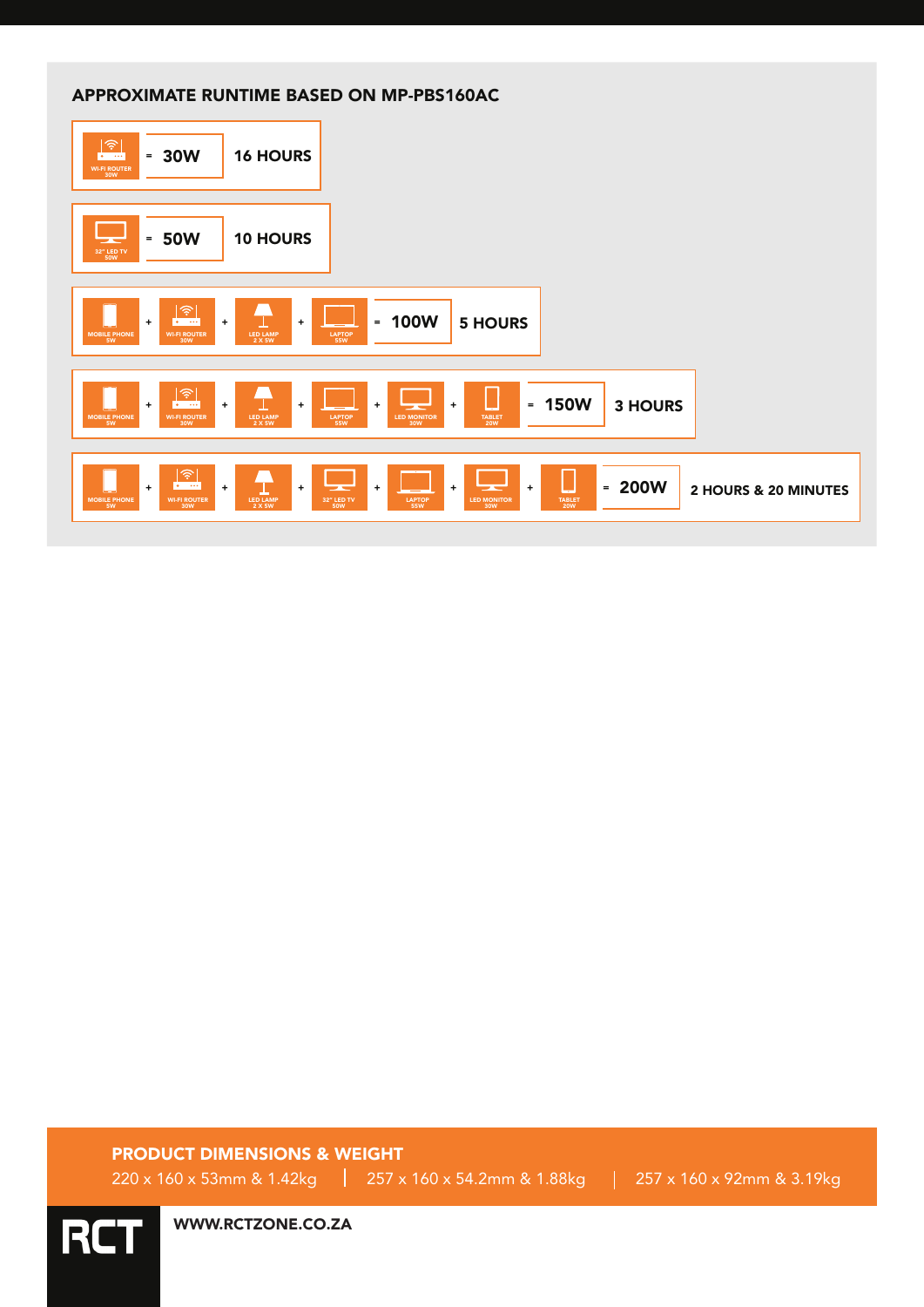## APPROXIMATE RUNTIME BASED ON MP-PBS160AC

WI-FI ROUTER 30W = 30W — 16 HOURS

32" LED TV 50W = 50W — 10 HOURS

MOBILE PHONE 5W + WI-FI ROUTER 30W + LED LAMP 2 X 5W + LAPTOP 55W = 100W — 5 HOURS

MOBILE PHONE 5W + WI-FI ROUTER 30W + LED LAMP 2 X 5W + LAPTOP 55W + LED MONITOR 30W + TABLET 20W = 150W — 3 HOURS

MOBILE PHONE 5W + WI-FI ROUTER 30W + LED LAMP 2 X 5W + 32" LED TV 50W + LAPTOP 55W + LED MONITOR 30W + TABLET 20W = 200W — 2 HOURS & 20 MINUTES

**PRODUCT DIMENSIONS & WEIGHT**

220 x 160 x 53mm & 1.42kg | 257 x 160 x 54.2mm & 1.88kg | 257 x 160 x 92mm & 3.19kg

RCT

WWW.RCTZONE.CO.ZA